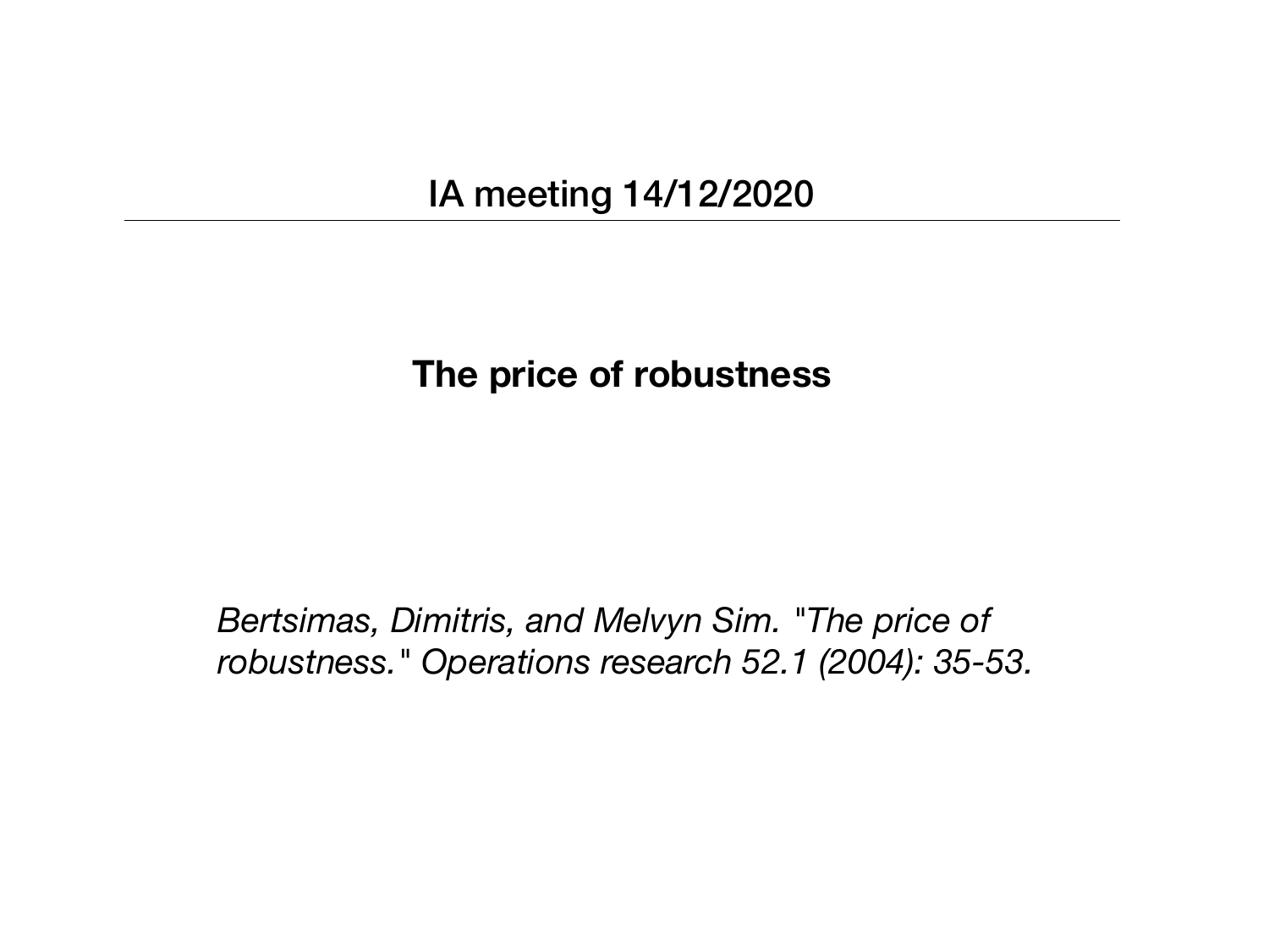## IA meeting 14/12/2020

---

# The price of robustness

*Bertsimas, Dimitris, and Melvyn Sim. "The price of robustness." Operations research 52.1 (2004): 35-53.*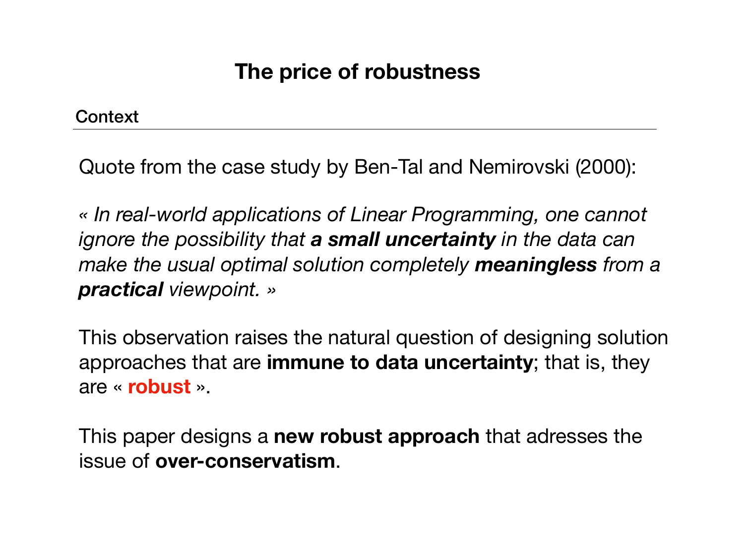# The price of robustness

## Context

Quote from the case study by Ben-Tal and Nemirovski (2000):

*« In real-world applications of Linear Programming, one cannot ignore the possibility that **a small uncertainty** in the data can make the usual optimal solution completely **meaningless** from a **practical** viewpoint. »*

This observation raises the natural question of designing solution approaches that are **immune to data uncertainty**; that is, they are « **robust** ».

This paper designs a **new robust approach** that adresses the issue of **over-conservatism**.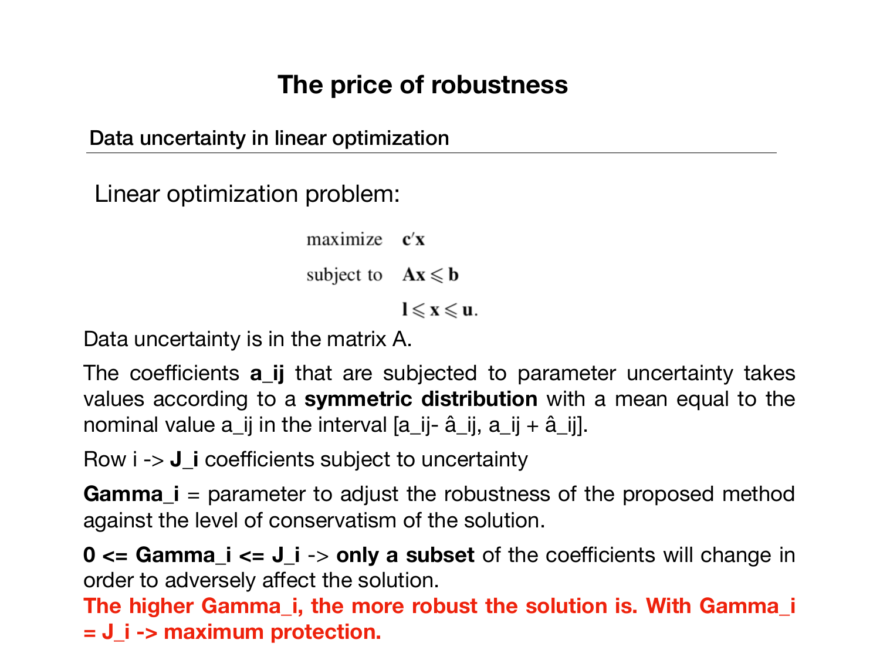# The price of robustness

## Data uncertainty in linear optimization

Linear optimization problem:

$$
\begin{aligned}
\text{maximize} \quad & \mathbf{c}'\mathbf{x} \\
\text{subject to} \quad & \mathbf{A}\mathbf{x} \leqslant \mathbf{b} \\
& \mathbf{l} \leqslant \mathbf{x} \leqslant \mathbf{u}.
\end{aligned}
$$

Data uncertainty is in the matrix A.

The coefficients **$a_{ij}$** that are subjected to parameter uncertainty takes values according to a **symmetric distribution** with a mean equal to the nominal value $a_{ij}$ in the interval $[a_{ij} - \hat{a}_{ij}, a_{ij} + \hat{a}_{ij}]$.

Row i -> **$J_i$** coefficients subject to uncertainty

**$\Gamma_i$** = parameter to adjust the robustness of the proposed method against the level of conservatism of the solution.

**$0 \leq \Gamma_i \leq J_i$** -> **only a subset** of the coefficients will change in order to adversely affect the solution.

**The higher $\Gamma_i$, the more robust the solution is. With $\Gamma_i = J_i$ -> maximum protection.**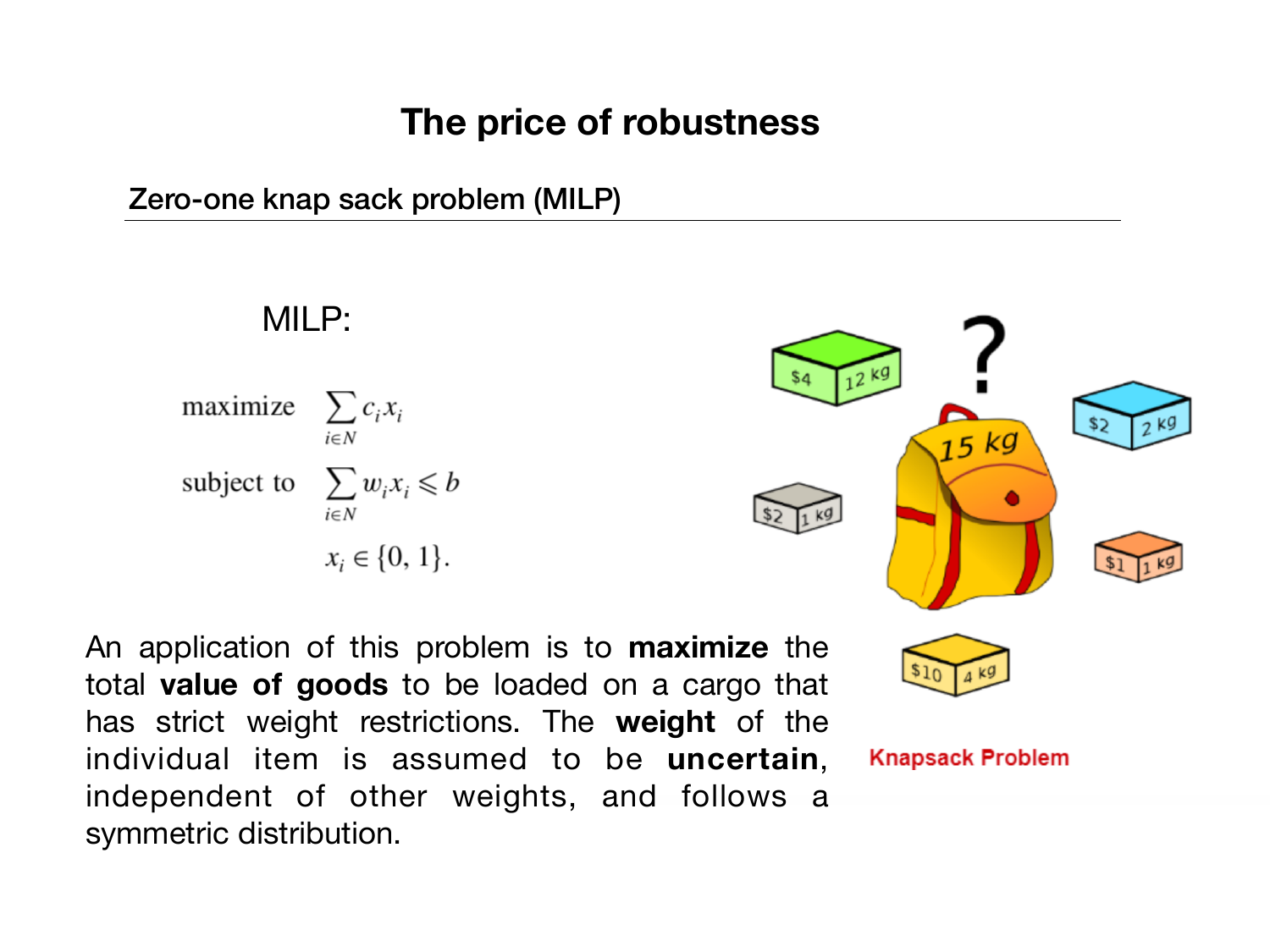# The price of robustness

## Zero-one knap sack problem (MILP)

MILP:

$$
\begin{aligned}
\text{maximize} \quad & \sum_{i \in N} c_i x_i \\
\text{subject to} \quad & \sum_{i \in N} w_i x_i \leqslant b \\
& x_i \in \{0, 1\}.
\end{aligned}
$$

An application of this problem is to **maximize** the total **value of goods** to be loaded on a cargo that has strict weight restrictions. The **weight** of the individual item is assumed to be **uncertain**, independent of other weights, and follows a symmetric distribution.

Knapsack Problem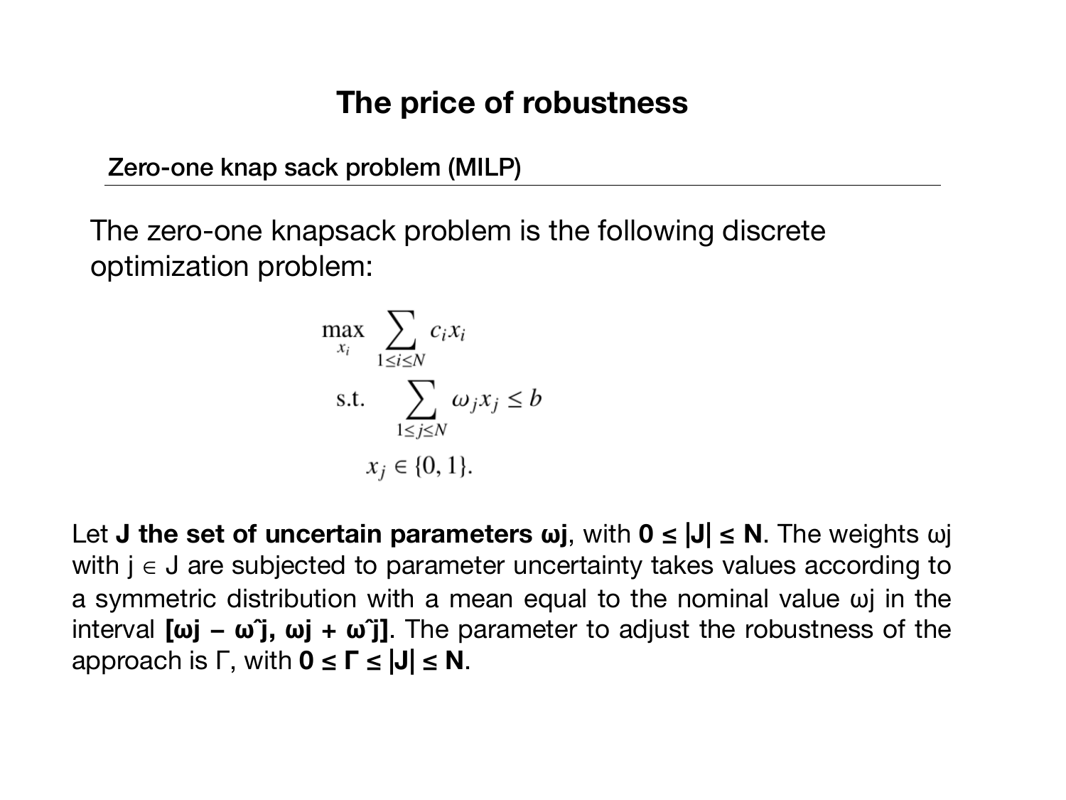## The price of robustness

### Zero-one knap sack problem (MILP)

The zero-one knapsack problem is the following discrete optimization problem:

$$
\begin{aligned}
\max_{x_i} \quad & \sum_{1 \le i \le N} c_i x_i \\
\text{s.t.} \quad & \sum_{1 \le j \le N} \omega_j x_j \le b \\
& x_j \in \{0, 1\}.
\end{aligned}
$$

Let **J the set of uncertain parameters $\omega_j$**, with $\mathbf{0 \le |J| \le N}$. The weights $\omega_j$ with $j \in J$ are subjected to parameter uncertainty takes values according to a symmetric distribution with a mean equal to the nominal value $\omega_j$ in the interval $\mathbf{[\omega_j - \hat{\omega}_j, \omega_j + \hat{\omega}_j]}$. The parameter to adjust the robustness of the approach is $\Gamma$, with $\mathbf{0 \le \Gamma \le |J| \le N}$.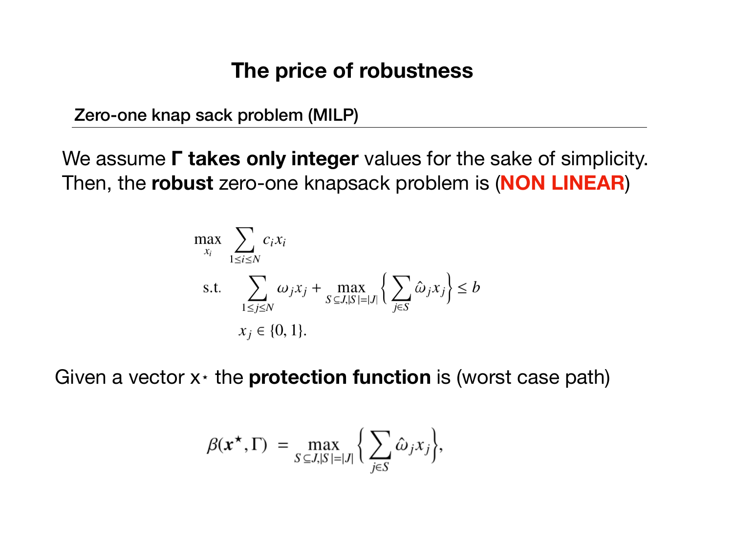# The price of robustness

## Zero-one knap sack problem (MILP)

We assume **Γ takes only integer** values for the sake of simplicity. Then, the **robust** zero-one knapsack problem is (**NON LINEAR**)

$$
\begin{aligned}
\max_{x_i} \quad & \sum_{1 \leq i \leq N} c_i x_i \\
\text{s.t.} \quad & \sum_{1 \leq j \leq N} \omega_j x_j + \max_{S \subseteq J, |S| = |J|} \left\{ \sum_{j \in S} \hat{\omega}_j x_j \right\} \leq b \\
& x_j \in \{0, 1\}.
\end{aligned}
$$

Given a vector $x^\star$ the **protection function** is (worst case path)

$$
\beta(\boldsymbol{x}^\star, \Gamma) = \max_{S \subseteq J, |S| = |J|} \left\{ \sum_{j \in S} \hat{\omega}_j x_j \right\},
$$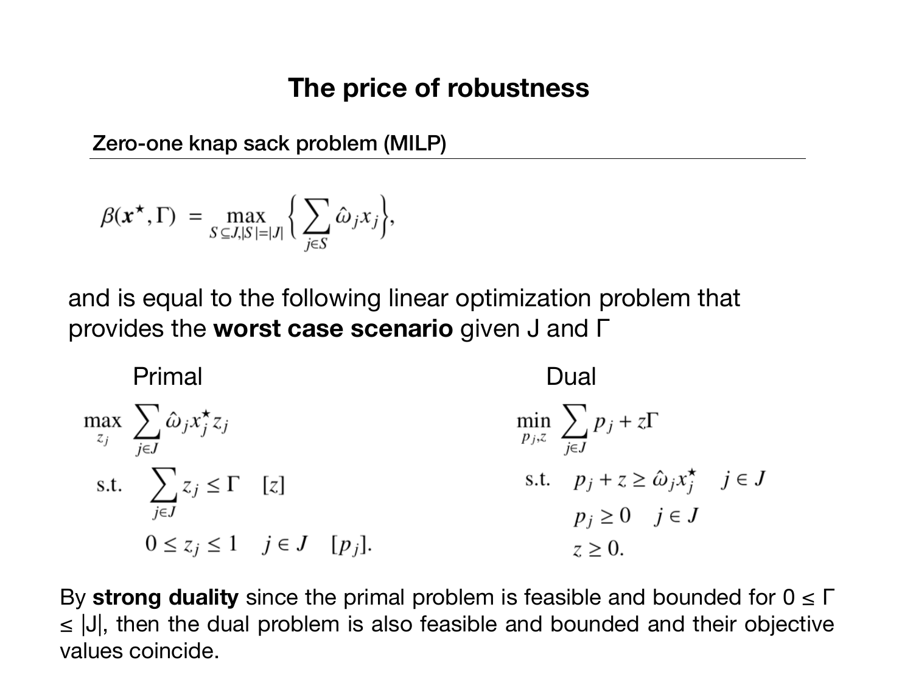# The price of robustness

## Zero-one knap sack problem (MILP)

$$\beta(\boldsymbol{x}^\star, \Gamma) = \max_{S \subseteq J, |S| = |J|} \left\{ \sum_{j \in S} \hat{\omega}_j x_j \right\},$$

and is equal to the following linear optimization problem that provides the **worst case scenario** given J and Γ

Primal

$$\begin{aligned} \max_{z_j} \quad & \sum_{j \in J} \hat{\omega}_j x_j^\star z_j \\ \text{s.t.} \quad & \sum_{j \in J} z_j \leq \Gamma \quad [z] \\ & 0 \leq z_j \leq 1 \quad j \in J \quad [p_j]. \end{aligned}$$

Dual

$$\begin{aligned} \min_{p_j, z} \quad & \sum_{j \in J} p_j + z\Gamma \\ \text{s.t.} \quad & p_j + z \geq \hat{\omega}_j x_j^\star \quad j \in J \\ & p_j \geq 0 \quad j \in J \\ & z \geq 0. \end{aligned}$$

By **strong duality** since the primal problem is feasible and bounded for $0 \leq \Gamma \leq |J|$, then the dual problem is also feasible and bounded and their objective values coincide.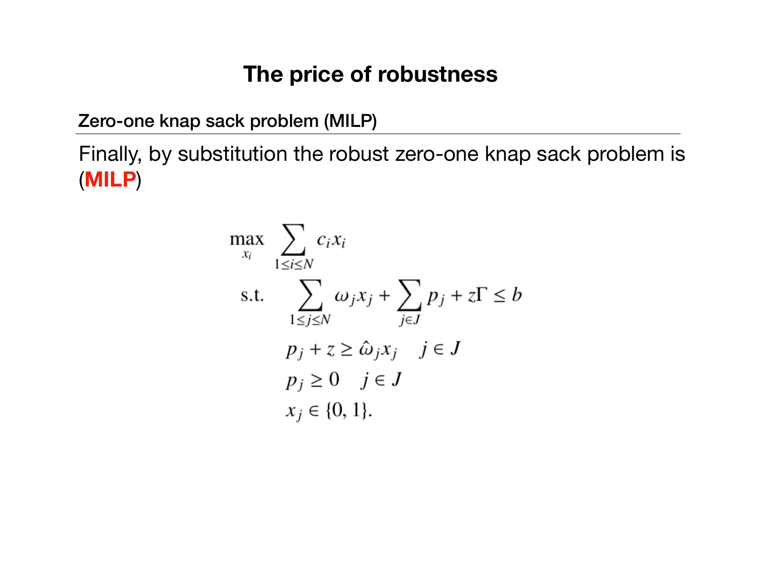## The price of robustness

### Zero-one knap sack problem (MILP)

Finally, by substitution the robust zero-one knap sack problem is (**MILP**)

$$
\begin{aligned}
\max_{x_i} \quad & \sum_{1 \leq i \leq N} c_i x_i \\
\text{s.t.} \quad & \sum_{1 \leq j \leq N} \omega_j x_j + \sum_{j \in J} p_j + z\Gamma \leq b \\
& p_j + z \geq \hat{\omega}_j x_j \quad j \in J \\
& p_j \geq 0 \quad j \in J \\
& x_j \in \{0, 1\}.
\end{aligned}
$$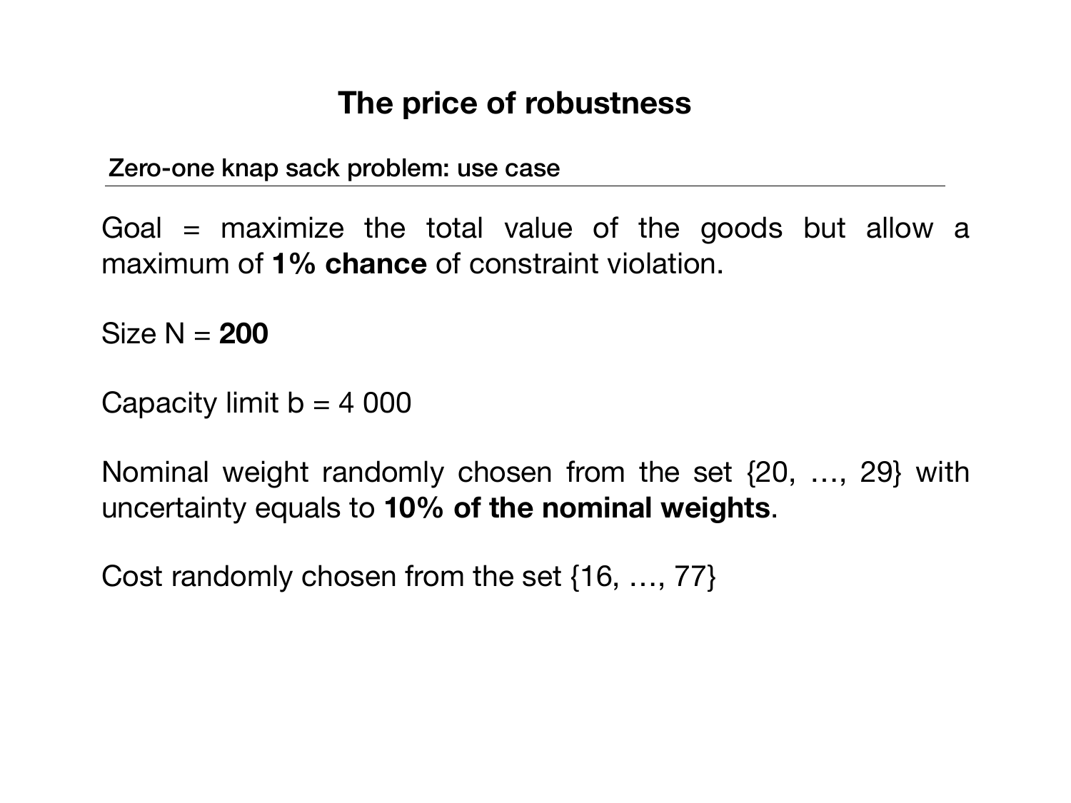# The price of robustness

## Zero-one knap sack problem: use case

Goal = maximize the total value of the goods but allow a maximum of **1% chance** of constraint violation.

Size N = **200**

Capacity limit b = 4 000

Nominal weight randomly chosen from the set {20, …, 29} with uncertainty equals to **10% of the nominal weights**.

Cost randomly chosen from the set {16, …, 77}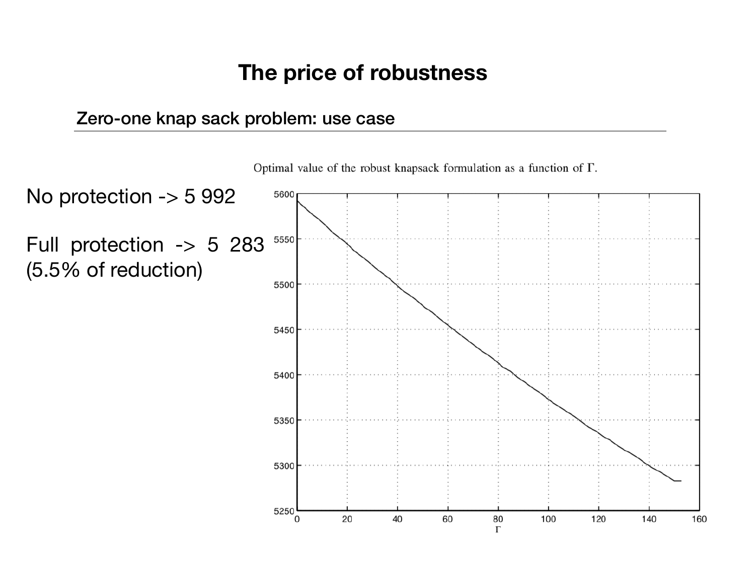# The price of robustness

## Zero-one knap sack problem: use case

No protection -> 5 992

Full protection -> 5 283 (5.5% of reduction)

Optimal value of the robust knapsack formulation as a function of Γ.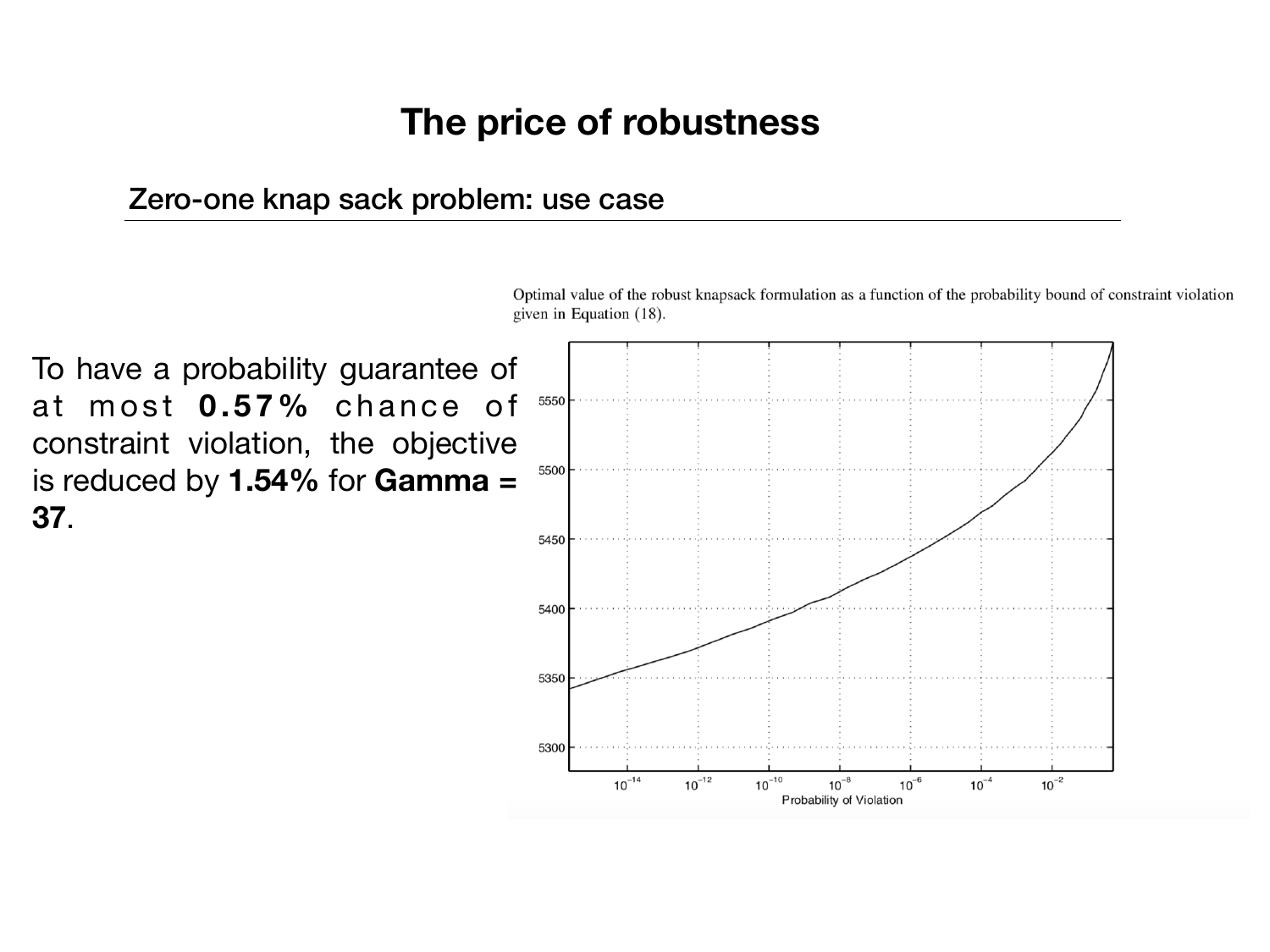# The price of robustness

## Zero-one knap sack problem: use case

To have a probability guarantee of at most **0.57%** chance of constraint violation, the objective is reduced by **1.54%** for **Gamma = 37**.

Optimal value of the robust knapsack formulation as a function of the probability bound of constraint violation given in Equation (18).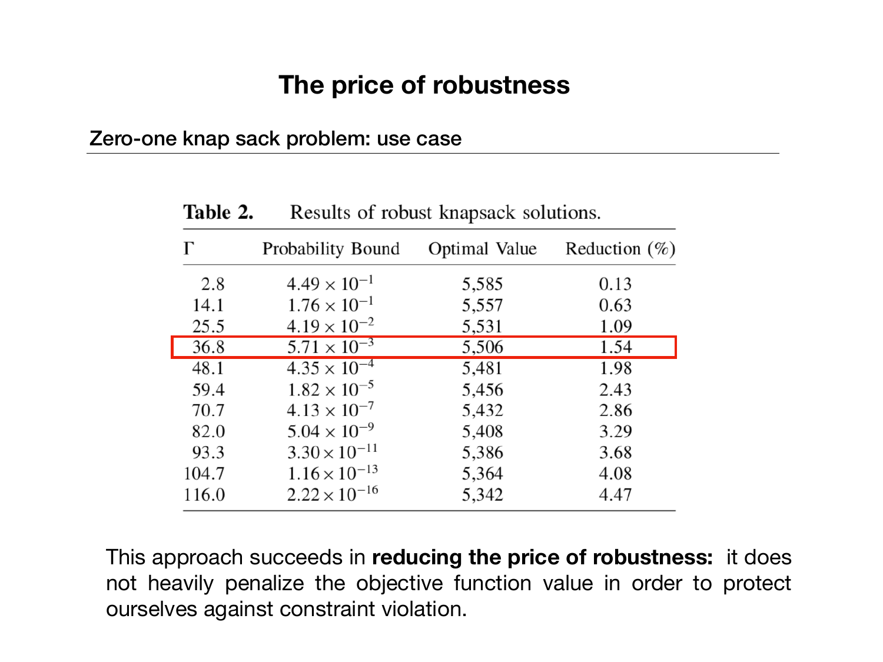# The price of robustness

## Zero-one knap sack problem: use case

**Table 2.** Results of robust knapsack solutions.

| $\Gamma$ | Probability Bound | Optimal Value | Reduction (%) |
|---|---|---|---|
| 2.8 | $4.49 \times 10^{-1}$ | 5,585 | 0.13 |
| 14.1 | $1.76 \times 10^{-1}$ | 5,557 | 0.63 |
| 25.5 | $4.19 \times 10^{-2}$ | 5,531 | 1.09 |
| 36.8 | $5.71 \times 10^{-3}$ | 5,506 | 1.54 |
| 48.1 | $4.35 \times 10^{-4}$ | 5,481 | 1.98 |
| 59.4 | $1.82 \times 10^{-5}$ | 5,456 | 2.43 |
| 70.7 | $4.13 \times 10^{-7}$ | 5,432 | 2.86 |
| 82.0 | $5.04 \times 10^{-9}$ | 5,408 | 3.29 |
| 93.3 | $3.30 \times 10^{-11}$ | 5,386 | 3.68 |
| 104.7 | $1.16 \times 10^{-13}$ | 5,364 | 4.08 |
| 116.0 | $2.22 \times 10^{-16}$ | 5,342 | 4.47 |

This approach succeeds in **reducing the price of robustness:** it does not heavily penalize the objective function value in order to protect ourselves against constraint violation.